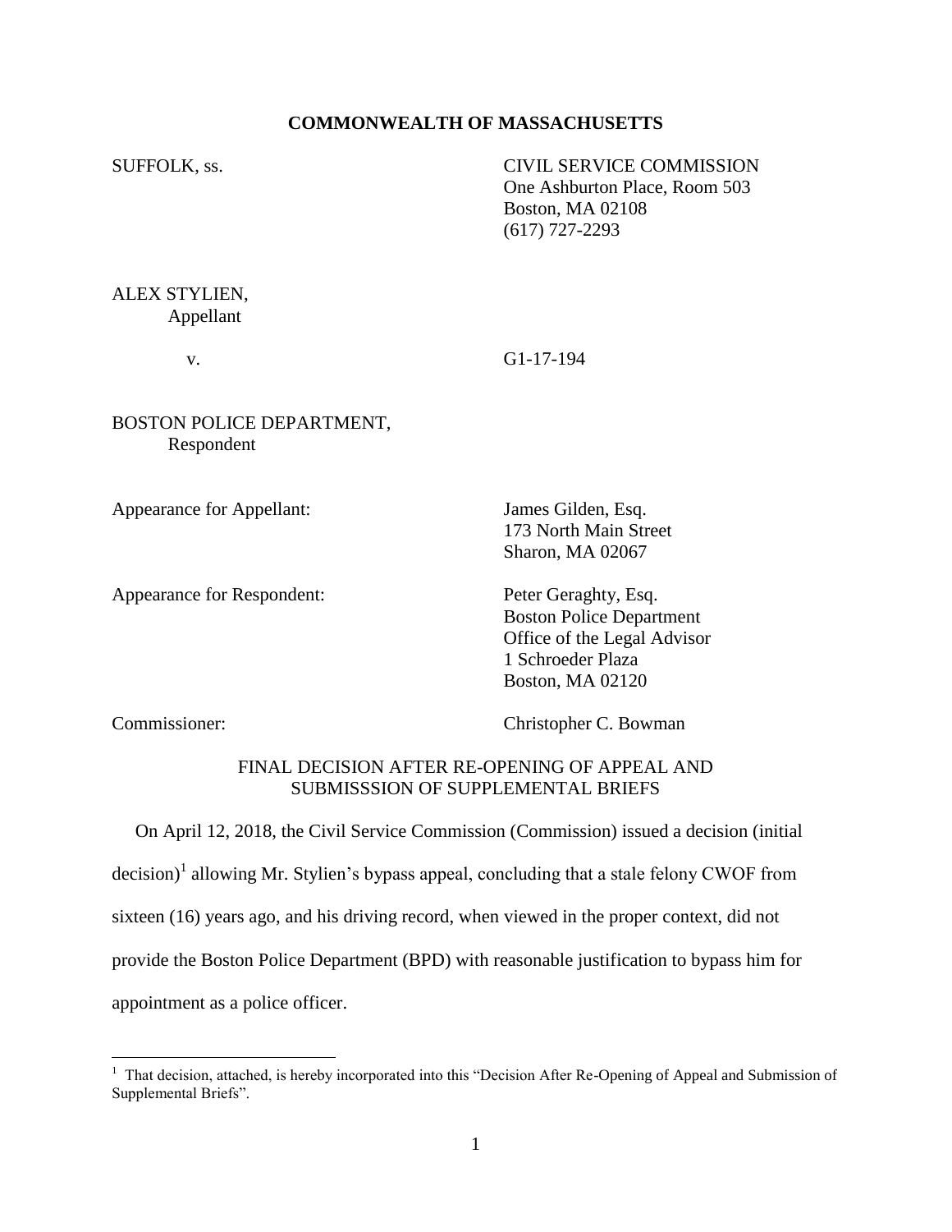**COMMONWEALTH OF MASSACHUSETTS**

SUFFOLK, ss.

CIVIL SERVICE COMMISSION
One Ashburton Place, Room 503
Boston, MA 02108
(617) 727-2293

ALEX STYLIEN,
Appellant

v. G1-17-194

BOSTON POLICE DEPARTMENT,
Respondent

Appearance for Appellant: James Gilden, Esq.
173 North Main Street
Sharon, MA 02067

Appearance for Respondent: Peter Geraghty, Esq.
Boston Police Department
Office of the Legal Advisor
1 Schroeder Plaza
Boston, MA 02120

Commissioner: Christopher C. Bowman

FINAL DECISION AFTER RE-OPENING OF APPEAL AND SUBMISSSION OF SUPPLEMENTAL BRIEFS

On April 12, 2018, the Civil Service Commission (Commission) issued a decision (initial decision)[1] allowing Mr. Stylien's bypass appeal, concluding that a stale felony CWOF from sixteen (16) years ago, and his driving record, when viewed in the proper context, did not provide the Boston Police Department (BPD) with reasonable justification to bypass him for appointment as a police officer.

[1] That decision, attached, is hereby incorporated into this "Decision After Re-Opening of Appeal and Submission of Supplemental Briefs".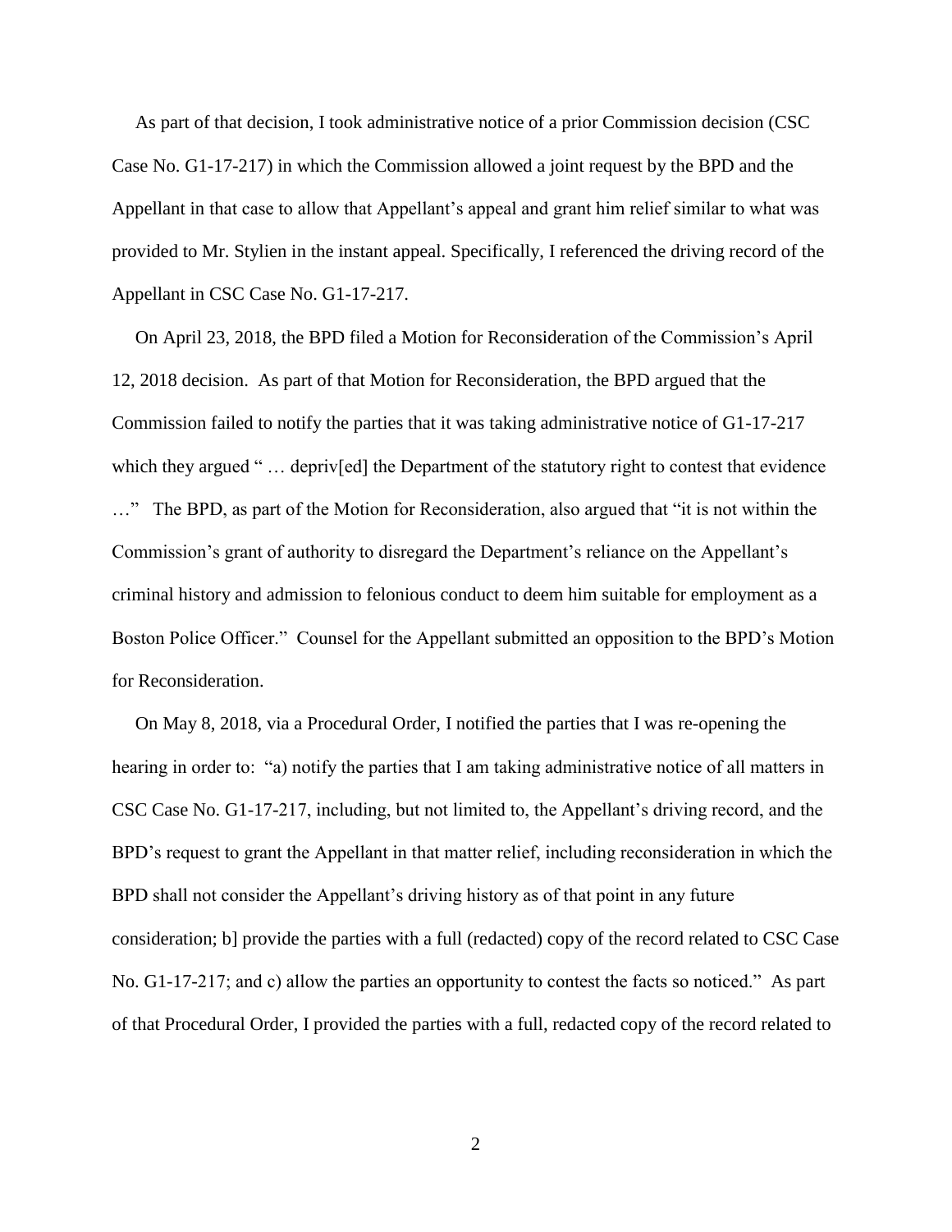As part of that decision, I took administrative notice of a prior Commission decision (CSC Case No. G1-17-217) in which the Commission allowed a joint request by the BPD and the Appellant in that case to allow that Appellant's appeal and grant him relief similar to what was provided to Mr. Stylien in the instant appeal. Specifically, I referenced the driving record of the Appellant in CSC Case No. G1-17-217.

On April 23, 2018, the BPD filed a Motion for Reconsideration of the Commission's April 12, 2018 decision. As part of that Motion for Reconsideration, the BPD argued that the Commission failed to notify the parties that it was taking administrative notice of G1-17-217 which they argued " … depriv[ed] the Department of the statutory right to contest that evidence …" The BPD, as part of the Motion for Reconsideration, also argued that "it is not within the Commission's grant of authority to disregard the Department's reliance on the Appellant's criminal history and admission to felonious conduct to deem him suitable for employment as a Boston Police Officer." Counsel for the Appellant submitted an opposition to the BPD's Motion for Reconsideration.

On May 8, 2018, via a Procedural Order, I notified the parties that I was re-opening the hearing in order to: "a) notify the parties that I am taking administrative notice of all matters in CSC Case No. G1-17-217, including, but not limited to, the Appellant's driving record, and the BPD's request to grant the Appellant in that matter relief, including reconsideration in which the BPD shall not consider the Appellant's driving history as of that point in any future consideration; b] provide the parties with a full (redacted) copy of the record related to CSC Case No. G1-17-217; and c) allow the parties an opportunity to contest the facts so noticed." As part of that Procedural Order, I provided the parties with a full, redacted copy of the record related to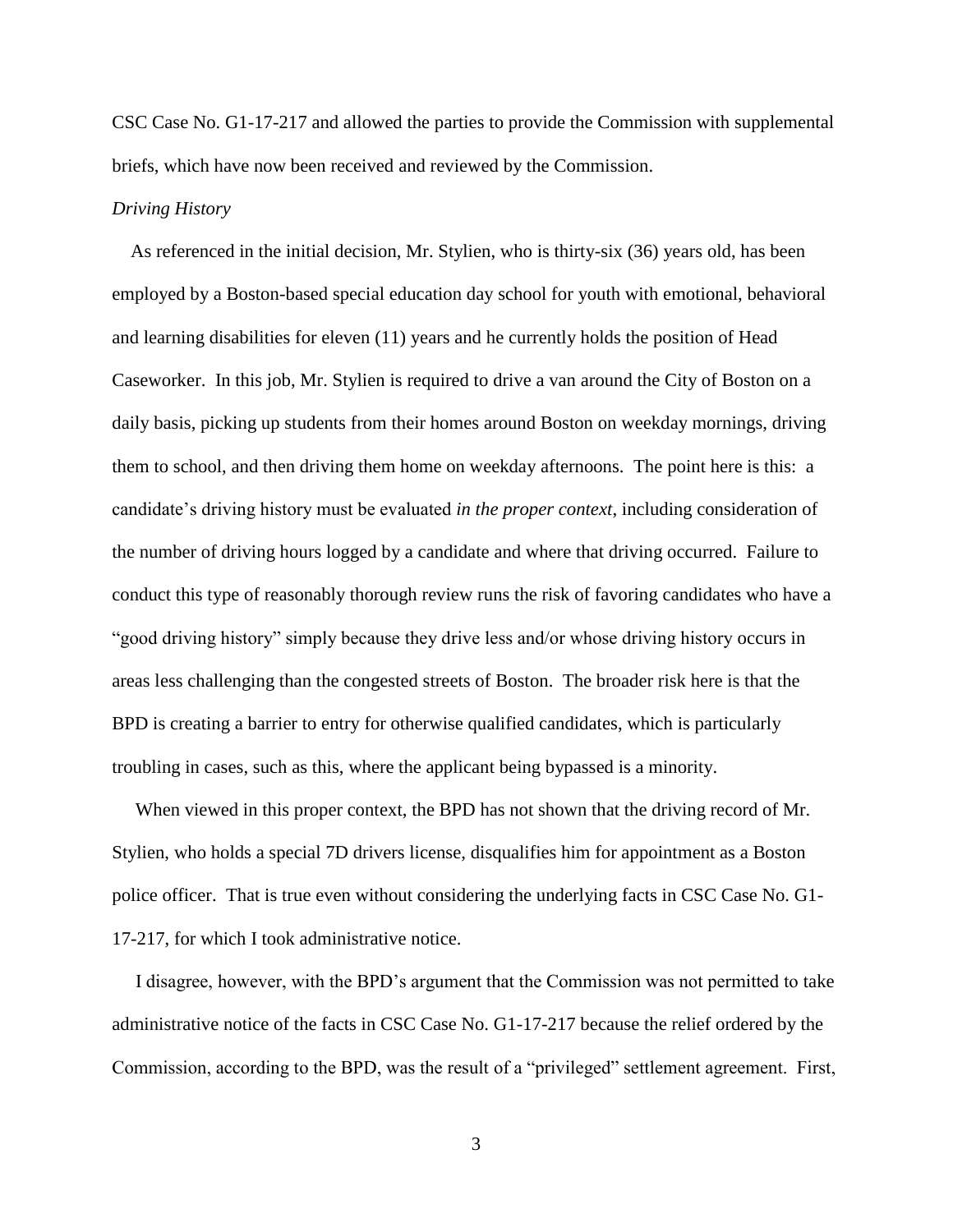CSC Case No. G1-17-217 and allowed the parties to provide the Commission with supplemental briefs, which have now been received and reviewed by the Commission.

*Driving History*

As referenced in the initial decision, Mr. Stylien, who is thirty-six (36) years old, has been employed by a Boston-based special education day school for youth with emotional, behavioral and learning disabilities for eleven (11) years and he currently holds the position of Head Caseworker. In this job, Mr. Stylien is required to drive a van around the City of Boston on a daily basis, picking up students from their homes around Boston on weekday mornings, driving them to school, and then driving them home on weekday afternoons. The point here is this: a candidate's driving history must be evaluated *in the proper context*, including consideration of the number of driving hours logged by a candidate and where that driving occurred. Failure to conduct this type of reasonably thorough review runs the risk of favoring candidates who have a "good driving history" simply because they drive less and/or whose driving history occurs in areas less challenging than the congested streets of Boston. The broader risk here is that the BPD is creating a barrier to entry for otherwise qualified candidates, which is particularly troubling in cases, such as this, where the applicant being bypassed is a minority.

When viewed in this proper context, the BPD has not shown that the driving record of Mr. Stylien, who holds a special 7D drivers license, disqualifies him for appointment as a Boston police officer. That is true even without considering the underlying facts in CSC Case No. G1-17-217, for which I took administrative notice.

I disagree, however, with the BPD's argument that the Commission was not permitted to take administrative notice of the facts in CSC Case No. G1-17-217 because the relief ordered by the Commission, according to the BPD, was the result of a "privileged" settlement agreement. First,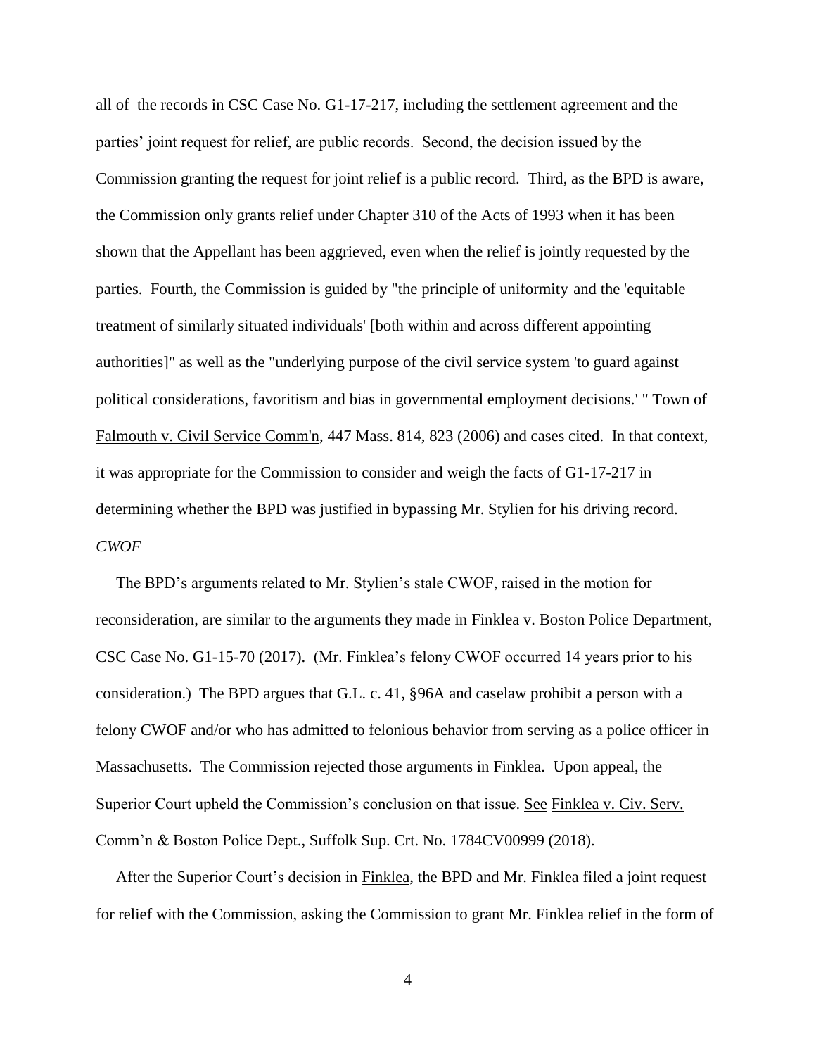all of the records in CSC Case No. G1-17-217, including the settlement agreement and the parties' joint request for relief, are public records. Second, the decision issued by the Commission granting the request for joint relief is a public record. Third, as the BPD is aware, the Commission only grants relief under Chapter 310 of the Acts of 1993 when it has been shown that the Appellant has been aggrieved, even when the relief is jointly requested by the parties. Fourth, the Commission is guided by "the principle of uniformity and the 'equitable treatment of similarly situated individuals' [both within and across different appointing authorities]" as well as the "underlying purpose of the civil service system 'to guard against political considerations, favoritism and bias in governmental employment decisions.' " Town of Falmouth v. Civil Service Comm'n, 447 Mass. 814, 823 (2006) and cases cited. In that context, it was appropriate for the Commission to consider and weigh the facts of G1-17-217 in determining whether the BPD was justified in bypassing Mr. Stylien for his driving record.

*CWOF*

The BPD's arguments related to Mr. Stylien's stale CWOF, raised in the motion for reconsideration, are similar to the arguments they made in Finklea v. Boston Police Department, CSC Case No. G1-15-70 (2017). (Mr. Finklea's felony CWOF occurred 14 years prior to his consideration.) The BPD argues that G.L. c. 41, §96A and caselaw prohibit a person with a felony CWOF and/or who has admitted to felonious behavior from serving as a police officer in Massachusetts. The Commission rejected those arguments in Finklea. Upon appeal, the Superior Court upheld the Commission's conclusion on that issue. See Finklea v. Civ. Serv. Comm'n & Boston Police Dept., Suffolk Sup. Crt. No. 1784CV00999 (2018).

After the Superior Court's decision in Finklea, the BPD and Mr. Finklea filed a joint request for relief with the Commission, asking the Commission to grant Mr. Finklea relief in the form of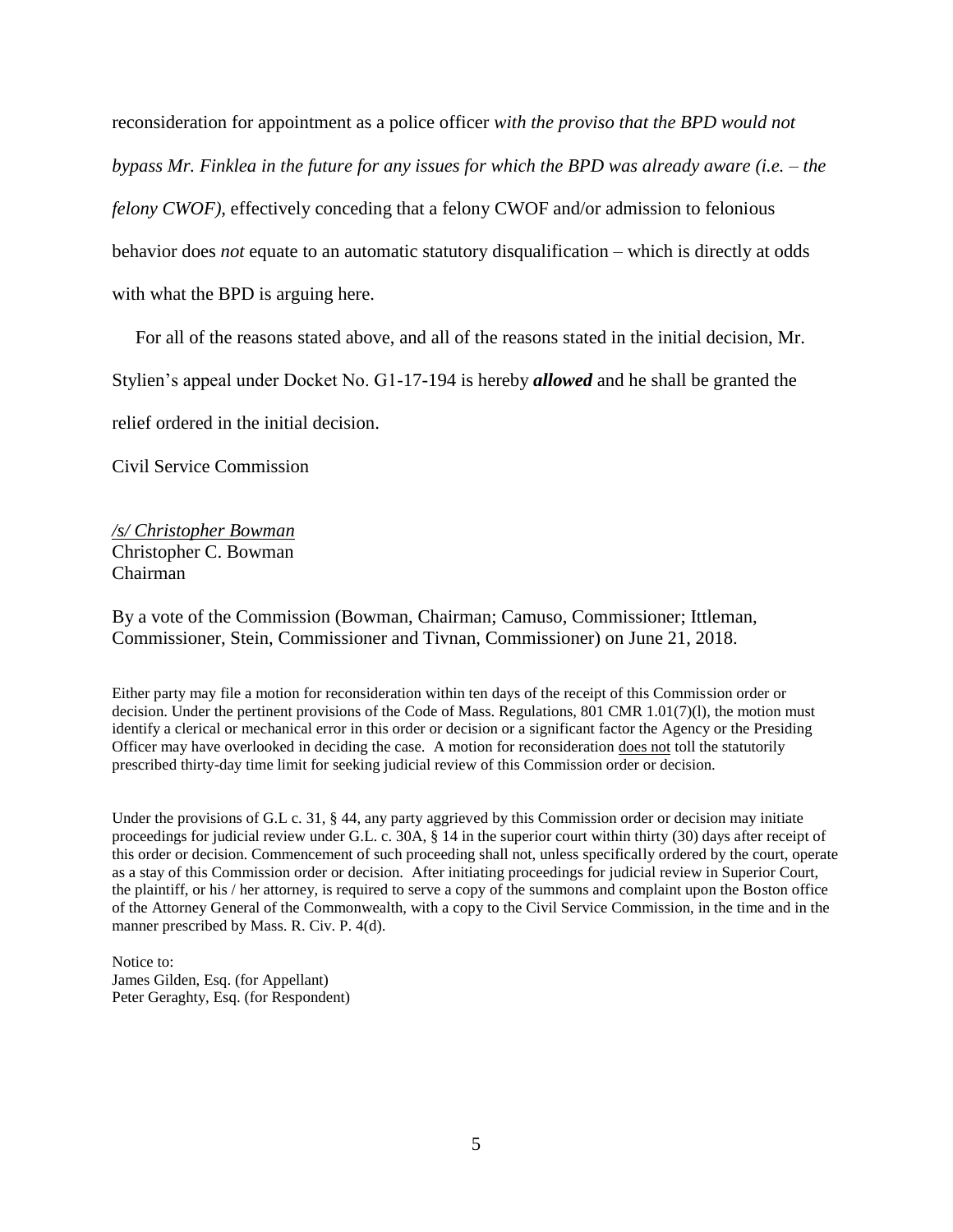reconsideration for appointment as a police officer *with the proviso that the BPD would not bypass Mr. Finklea in the future for any issues for which the BPD was already aware (i.e. – the felony CWOF)*, effectively conceding that a felony CWOF and/or admission to felonious behavior does *not* equate to an automatic statutory disqualification – which is directly at odds with what the BPD is arguing here.

For all of the reasons stated above, and all of the reasons stated in the initial decision, Mr. Stylien's appeal under Docket No. G1-17-194 is hereby ***allowed*** and he shall be granted the relief ordered in the initial decision.

Civil Service Commission

*/s/ Christopher Bowman*
Christopher C. Bowman
Chairman

By a vote of the Commission (Bowman, Chairman; Camuso, Commissioner; Ittleman, Commissioner, Stein, Commissioner and Tivnan, Commissioner) on June 21, 2018.

Either party may file a motion for reconsideration within ten days of the receipt of this Commission order or decision. Under the pertinent provisions of the Code of Mass. Regulations, 801 CMR 1.01(7)(l), the motion must identify a clerical or mechanical error in this order or decision or a significant factor the Agency or the Presiding Officer may have overlooked in deciding the case. A motion for reconsideration does not toll the statutorily prescribed thirty-day time limit for seeking judicial review of this Commission order or decision.

Under the provisions of G.L c. 31, § 44, any party aggrieved by this Commission order or decision may initiate proceedings for judicial review under G.L. c. 30A, § 14 in the superior court within thirty (30) days after receipt of this order or decision. Commencement of such proceeding shall not, unless specifically ordered by the court, operate as a stay of this Commission order or decision. After initiating proceedings for judicial review in Superior Court, the plaintiff, or his / her attorney, is required to serve a copy of the summons and complaint upon the Boston office of the Attorney General of the Commonwealth, with a copy to the Civil Service Commission, in the time and in the manner prescribed by Mass. R. Civ. P. 4(d).

Notice to:
James Gilden, Esq. (for Appellant)
Peter Geraghty, Esq. (for Respondent)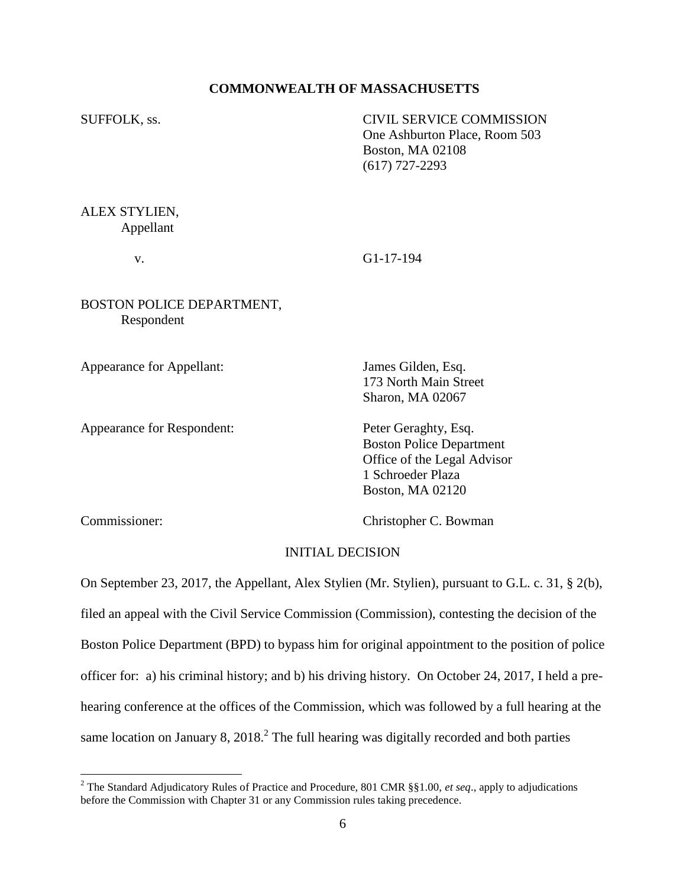**COMMONWEALTH OF MASSACHUSETTS**

SUFFOLK, ss.

CIVIL SERVICE COMMISSION
One Ashburton Place, Room 503
Boston, MA 02108
(617) 727-2293

ALEX STYLIEN,
Appellant

v.

G1-17-194

BOSTON POLICE DEPARTMENT,
Respondent

Appearance for Appellant:

James Gilden, Esq.
173 North Main Street
Sharon, MA 02067

Appearance for Respondent:

Peter Geraghty, Esq.
Boston Police Department
Office of the Legal Advisor
1 Schroeder Plaza
Boston, MA 02120

Commissioner:

Christopher C. Bowman

INITIAL DECISION

On September 23, 2017, the Appellant, Alex Stylien (Mr. Stylien), pursuant to G.L. c. 31, § 2(b), filed an appeal with the Civil Service Commission (Commission), contesting the decision of the Boston Police Department (BPD) to bypass him for original appointment to the position of police officer for: a) his criminal history; and b) his driving history. On October 24, 2017, I held a pre-hearing conference at the offices of the Commission, which was followed by a full hearing at the same location on January 8, 2018.[2] The full hearing was digitally recorded and both parties

[2] The Standard Adjudicatory Rules of Practice and Procedure, 801 CMR §§1.00, *et seq*., apply to adjudications before the Commission with Chapter 31 or any Commission rules taking precedence.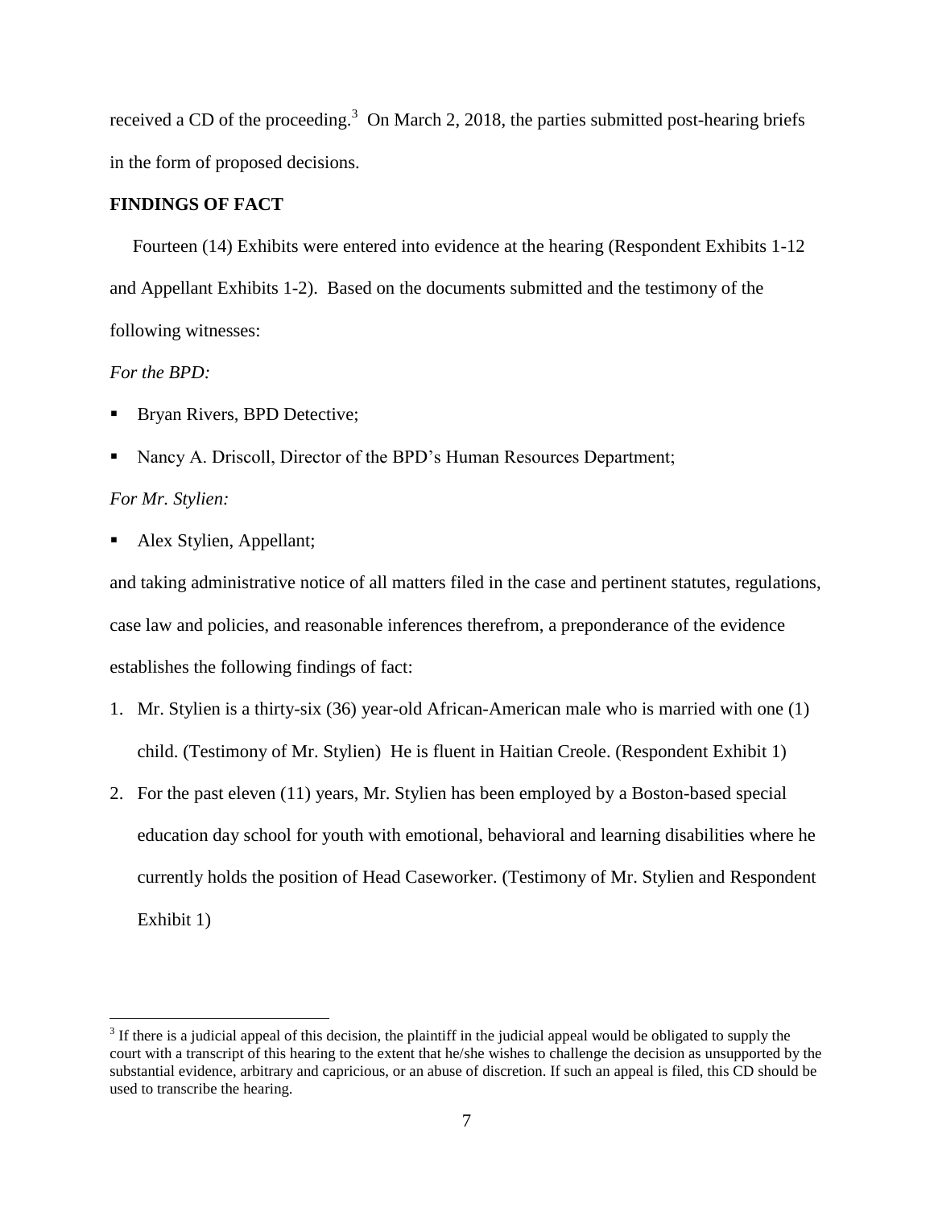received a CD of the proceeding.[3] On March 2, 2018, the parties submitted post-hearing briefs in the form of proposed decisions.

**FINDINGS OF FACT**

Fourteen (14) Exhibits were entered into evidence at the hearing (Respondent Exhibits 1-12 and Appellant Exhibits 1-2). Based on the documents submitted and the testimony of the following witnesses:

*For the BPD:*

- Bryan Rivers, BPD Detective;
- Nancy A. Driscoll, Director of the BPD's Human Resources Department;

*For Mr. Stylien:*

- Alex Stylien, Appellant;

and taking administrative notice of all matters filed in the case and pertinent statutes, regulations, case law and policies, and reasonable inferences therefrom, a preponderance of the evidence establishes the following findings of fact:

1. Mr. Stylien is a thirty-six (36) year-old African-American male who is married with one (1) child. (Testimony of Mr. Stylien) He is fluent in Haitian Creole. (Respondent Exhibit 1)
2. For the past eleven (11) years, Mr. Stylien has been employed by a Boston-based special education day school for youth with emotional, behavioral and learning disabilities where he currently holds the position of Head Caseworker. (Testimony of Mr. Stylien and Respondent Exhibit 1)

[3] If there is a judicial appeal of this decision, the plaintiff in the judicial appeal would be obligated to supply the court with a transcript of this hearing to the extent that he/she wishes to challenge the decision as unsupported by the substantial evidence, arbitrary and capricious, or an abuse of discretion. If such an appeal is filed, this CD should be used to transcribe the hearing.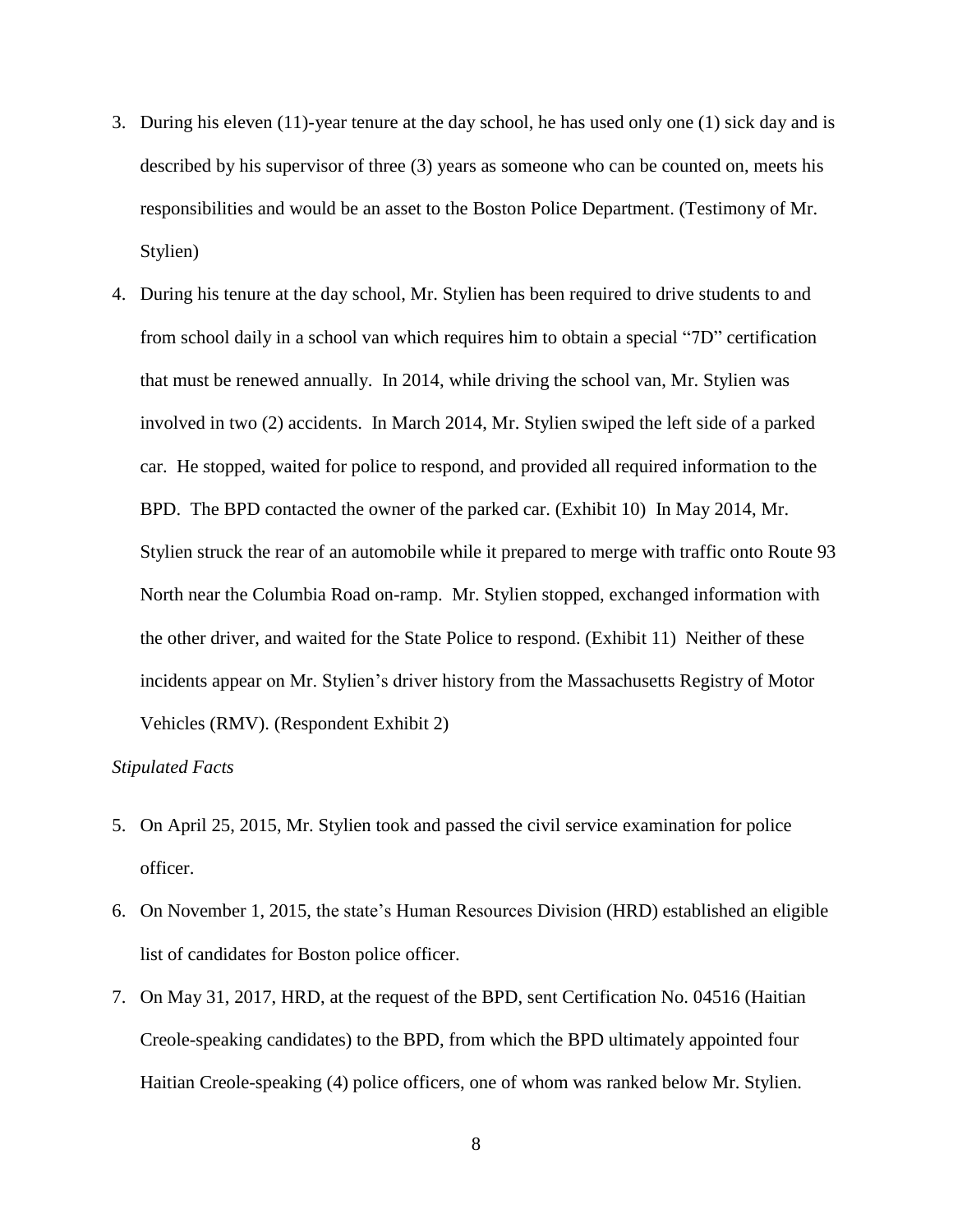3. During his eleven (11)-year tenure at the day school, he has used only one (1) sick day and is described by his supervisor of three (3) years as someone who can be counted on, meets his responsibilities and would be an asset to the Boston Police Department. (Testimony of Mr. Stylien)

4. During his tenure at the day school, Mr. Stylien has been required to drive students to and from school daily in a school van which requires him to obtain a special "7D" certification that must be renewed annually. In 2014, while driving the school van, Mr. Stylien was involved in two (2) accidents. In March 2014, Mr. Stylien swiped the left side of a parked car. He stopped, waited for police to respond, and provided all required information to the BPD. The BPD contacted the owner of the parked car. (Exhibit 10) In May 2014, Mr. Stylien struck the rear of an automobile while it prepared to merge with traffic onto Route 93 North near the Columbia Road on-ramp. Mr. Stylien stopped, exchanged information with the other driver, and waited for the State Police to respond. (Exhibit 11) Neither of these incidents appear on Mr. Stylien's driver history from the Massachusetts Registry of Motor Vehicles (RMV). (Respondent Exhibit 2)

*Stipulated Facts*

5. On April 25, 2015, Mr. Stylien took and passed the civil service examination for police officer.

6. On November 1, 2015, the state's Human Resources Division (HRD) established an eligible list of candidates for Boston police officer.

7. On May 31, 2017, HRD, at the request of the BPD, sent Certification No. 04516 (Haitian Creole-speaking candidates) to the BPD, from which the BPD ultimately appointed four Haitian Creole-speaking (4) police officers, one of whom was ranked below Mr. Stylien.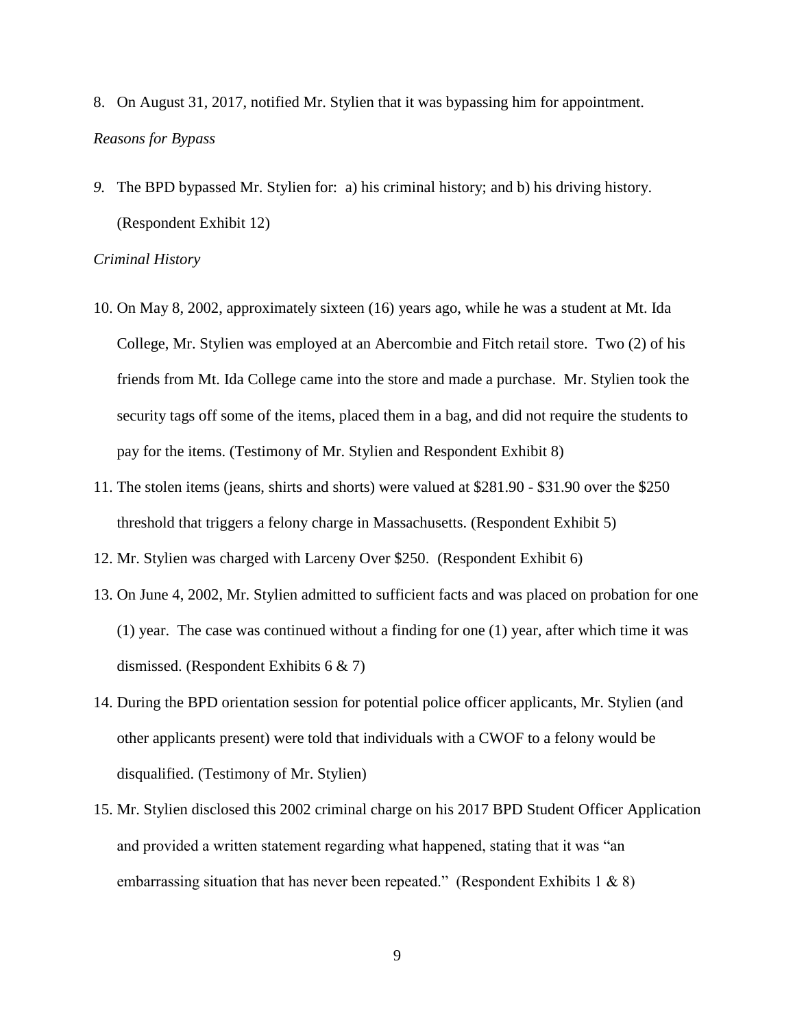8. On August 31, 2017, notified Mr. Stylien that it was bypassing him for appointment.

*Reasons for Bypass*

9. The BPD bypassed Mr. Stylien for: a) his criminal history; and b) his driving history. (Respondent Exhibit 12)

*Criminal History*

10. On May 8, 2002, approximately sixteen (16) years ago, while he was a student at Mt. Ida College, Mr. Stylien was employed at an Abercombie and Fitch retail store. Two (2) of his friends from Mt. Ida College came into the store and made a purchase. Mr. Stylien took the security tags off some of the items, placed them in a bag, and did not require the students to pay for the items. (Testimony of Mr. Stylien and Respondent Exhibit 8)

11. The stolen items (jeans, shirts and shorts) were valued at $281.90 - $31.90 over the $250 threshold that triggers a felony charge in Massachusetts. (Respondent Exhibit 5)

12. Mr. Stylien was charged with Larceny Over $250. (Respondent Exhibit 6)

13. On June 4, 2002, Mr. Stylien admitted to sufficient facts and was placed on probation for one (1) year. The case was continued without a finding for one (1) year, after which time it was dismissed. (Respondent Exhibits 6 & 7)

14. During the BPD orientation session for potential police officer applicants, Mr. Stylien (and other applicants present) were told that individuals with a CWOF to a felony would be disqualified. (Testimony of Mr. Stylien)

15. Mr. Stylien disclosed this 2002 criminal charge on his 2017 BPD Student Officer Application and provided a written statement regarding what happened, stating that it was "an embarrassing situation that has never been repeated." (Respondent Exhibits 1 & 8)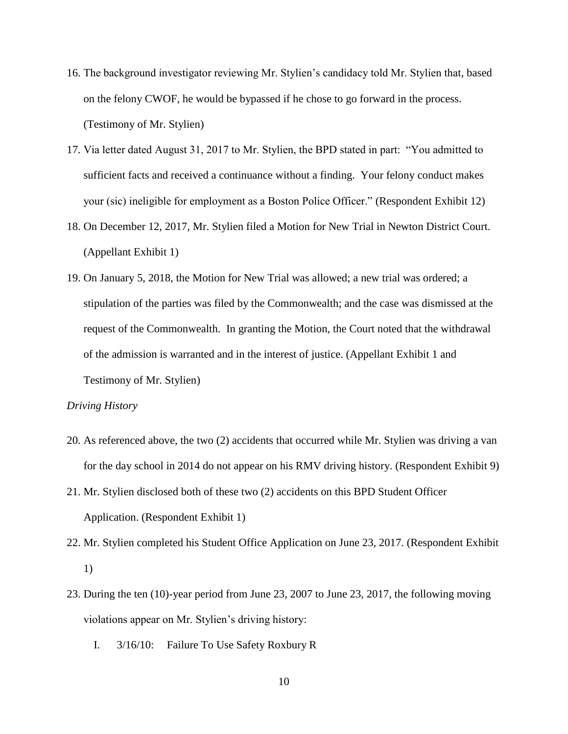16. The background investigator reviewing Mr. Stylien's candidacy told Mr. Stylien that, based on the felony CWOF, he would be bypassed if he chose to go forward in the process. (Testimony of Mr. Stylien)
17. Via letter dated August 31, 2017 to Mr. Stylien, the BPD stated in part: "You admitted to sufficient facts and received a continuance without a finding. Your felony conduct makes your (sic) ineligible for employment as a Boston Police Officer." (Respondent Exhibit 12)
18. On December 12, 2017, Mr. Stylien filed a Motion for New Trial in Newton District Court. (Appellant Exhibit 1)
19. On January 5, 2018, the Motion for New Trial was allowed; a new trial was ordered; a stipulation of the parties was filed by the Commonwealth; and the case was dismissed at the request of the Commonwealth. In granting the Motion, the Court noted that the withdrawal of the admission is warranted and in the interest of justice. (Appellant Exhibit 1 and Testimony of Mr. Stylien)

*Driving History*

20. As referenced above, the two (2) accidents that occurred while Mr. Stylien was driving a van for the day school in 2014 do not appear on his RMV driving history. (Respondent Exhibit 9)
21. Mr. Stylien disclosed both of these two (2) accidents on this BPD Student Officer Application. (Respondent Exhibit 1)
22. Mr. Stylien completed his Student Office Application on June 23, 2017. (Respondent Exhibit 1)
23. During the ten (10)-year period from June 23, 2007 to June 23, 2017, the following moving violations appear on Mr. Stylien's driving history:

    I. 3/16/10: Failure To Use Safety Roxbury R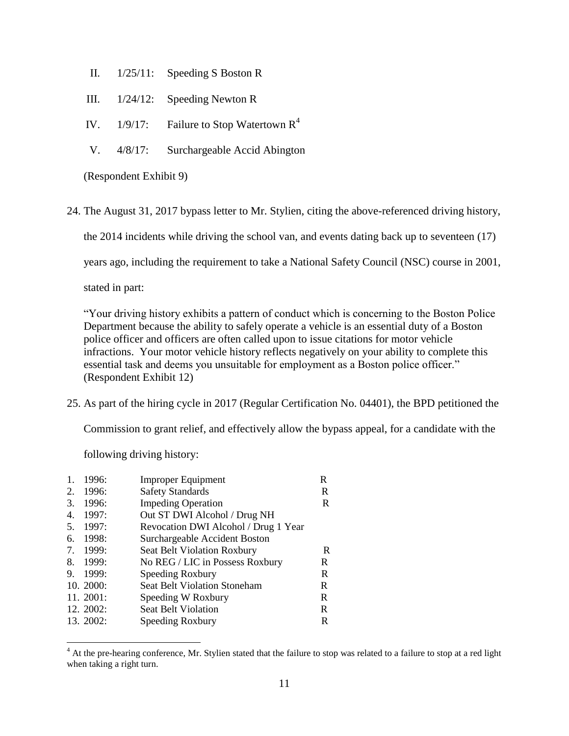II. 1/25/11: Speeding S Boston R

III. 1/24/12: Speeding Newton R

IV. 1/9/17: Failure to Stop Watertown R[4]

V. 4/8/17: Surchargeable Accid Abington

(Respondent Exhibit 9)

24. The August 31, 2017 bypass letter to Mr. Stylien, citing the above-referenced driving history, the 2014 incidents while driving the school van, and events dating back up to seventeen (17) years ago, including the requirement to take a National Safety Council (NSC) course in 2001, stated in part:

"Your driving history exhibits a pattern of conduct which is concerning to the Boston Police Department because the ability to safely operate a vehicle is an essential duty of a Boston police officer and officers are often called upon to issue citations for motor vehicle infractions. Your motor vehicle history reflects negatively on your ability to complete this essential task and deems you unsuitable for employment as a Boston police officer." (Respondent Exhibit 12)

25. As part of the hiring cycle in 2017 (Regular Certification No. 04401), the BPD petitioned the Commission to grant relief, and effectively allow the bypass appeal, for a candidate with the following driving history:

| | | |
|---|---|---|
| 1. 1996: | Improper Equipment | R |
| 2. 1996: | Safety Standards | R |
| 3. 1996: | Impeding Operation | R |
| 4. 1997: | Out ST DWI Alcohol / Drug NH | |
| 5. 1997: | Revocation DWI Alcohol / Drug 1 Year | |
| 6. 1998: | Surchargeable Accident Boston | |
| 7. 1999: | Seat Belt Violation Roxbury | R |
| 8. 1999: | No REG / LIC in Possess Roxbury | R |
| 9. 1999: | Speeding Roxbury | R |
| 10. 2000: | Seat Belt Violation Stoneham | R |
| 11. 2001: | Speeding W Roxbury | R |
| 12. 2002: | Seat Belt Violation | R |
| 13. 2002: | Speeding Roxbury | R |

[4] At the pre-hearing conference, Mr. Stylien stated that the failure to stop was related to a failure to stop at a red light when taking a right turn.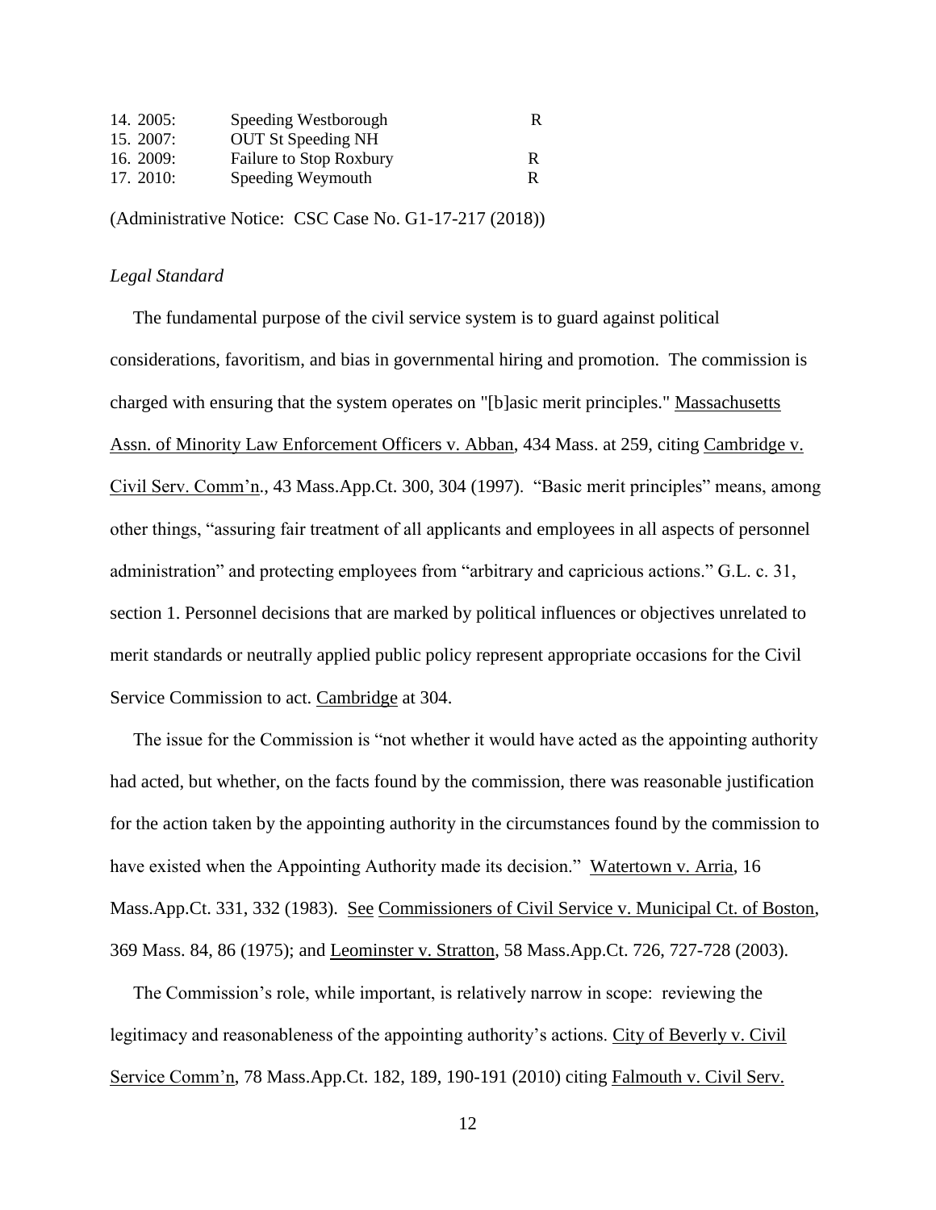| | | |
|---|---|---|
| 14. 2005: | Speeding Westborough | R |
| 15. 2007: | OUT St Speeding NH | |
| 16. 2009: | Failure to Stop Roxbury | R |
| 17. 2010: | Speeding Weymouth | R |

(Administrative Notice: CSC Case No. G1-17-217 (2018))

*Legal Standard*

The fundamental purpose of the civil service system is to guard against political considerations, favoritism, and bias in governmental hiring and promotion. The commission is charged with ensuring that the system operates on "[b]asic merit principles." Massachusetts Assn. of Minority Law Enforcement Officers v. Abban, 434 Mass. at 259, citing Cambridge v. Civil Serv. Comm'n., 43 Mass.App.Ct. 300, 304 (1997). "Basic merit principles" means, among other things, "assuring fair treatment of all applicants and employees in all aspects of personnel administration" and protecting employees from "arbitrary and capricious actions." G.L. c. 31, section 1. Personnel decisions that are marked by political influences or objectives unrelated to merit standards or neutrally applied public policy represent appropriate occasions for the Civil Service Commission to act. Cambridge at 304.

The issue for the Commission is "not whether it would have acted as the appointing authority had acted, but whether, on the facts found by the commission, there was reasonable justification for the action taken by the appointing authority in the circumstances found by the commission to have existed when the Appointing Authority made its decision." Watertown v. Arria, 16 Mass.App.Ct. 331, 332 (1983). See Commissioners of Civil Service v. Municipal Ct. of Boston, 369 Mass. 84, 86 (1975); and Leominster v. Stratton, 58 Mass.App.Ct. 726, 727-728 (2003).

The Commission's role, while important, is relatively narrow in scope: reviewing the legitimacy and reasonableness of the appointing authority's actions. City of Beverly v. Civil Service Comm'n, 78 Mass.App.Ct. 182, 189, 190-191 (2010) citing Falmouth v. Civil Serv.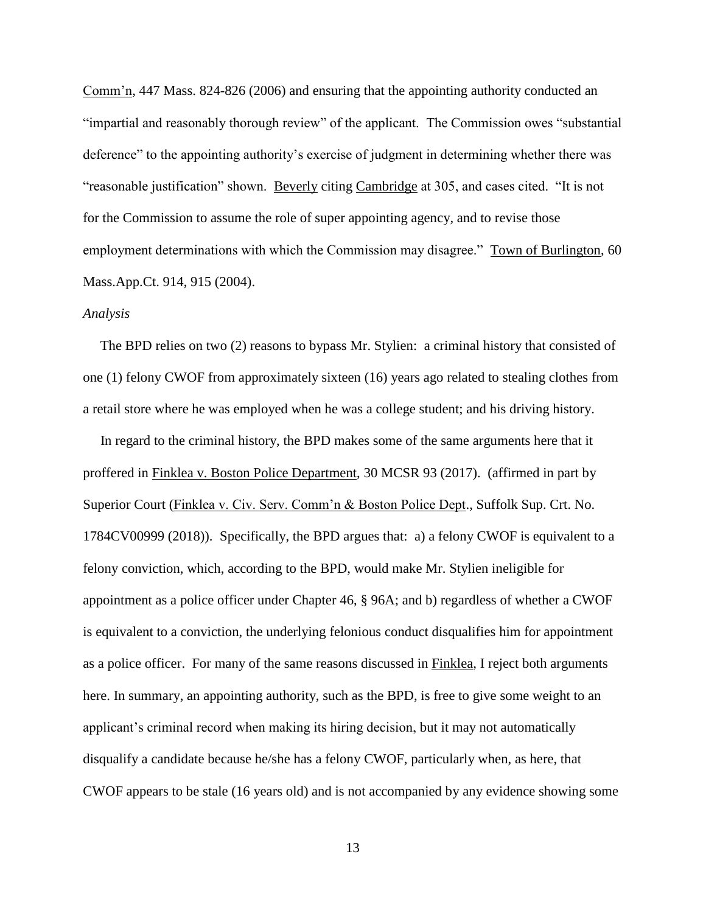Comm'n, 447 Mass. 824-826 (2006) and ensuring that the appointing authority conducted an "impartial and reasonably thorough review" of the applicant. The Commission owes "substantial deference" to the appointing authority's exercise of judgment in determining whether there was "reasonable justification" shown. Beverly citing Cambridge at 305, and cases cited. "It is not for the Commission to assume the role of super appointing agency, and to revise those employment determinations with which the Commission may disagree." Town of Burlington, 60 Mass.App.Ct. 914, 915 (2004).

*Analysis*

The BPD relies on two (2) reasons to bypass Mr. Stylien: a criminal history that consisted of one (1) felony CWOF from approximately sixteen (16) years ago related to stealing clothes from a retail store where he was employed when he was a college student; and his driving history.

In regard to the criminal history, the BPD makes some of the same arguments here that it proffered in Finklea v. Boston Police Department, 30 MCSR 93 (2017). (affirmed in part by Superior Court (Finklea v. Civ. Serv. Comm'n & Boston Police Dept., Suffolk Sup. Crt. No. 1784CV00999 (2018)). Specifically, the BPD argues that: a) a felony CWOF is equivalent to a felony conviction, which, according to the BPD, would make Mr. Stylien ineligible for appointment as a police officer under Chapter 46, § 96A; and b) regardless of whether a CWOF is equivalent to a conviction, the underlying felonious conduct disqualifies him for appointment as a police officer. For many of the same reasons discussed in Finklea, I reject both arguments here. In summary, an appointing authority, such as the BPD, is free to give some weight to an applicant's criminal record when making its hiring decision, but it may not automatically disqualify a candidate because he/she has a felony CWOF, particularly when, as here, that CWOF appears to be stale (16 years old) and is not accompanied by any evidence showing some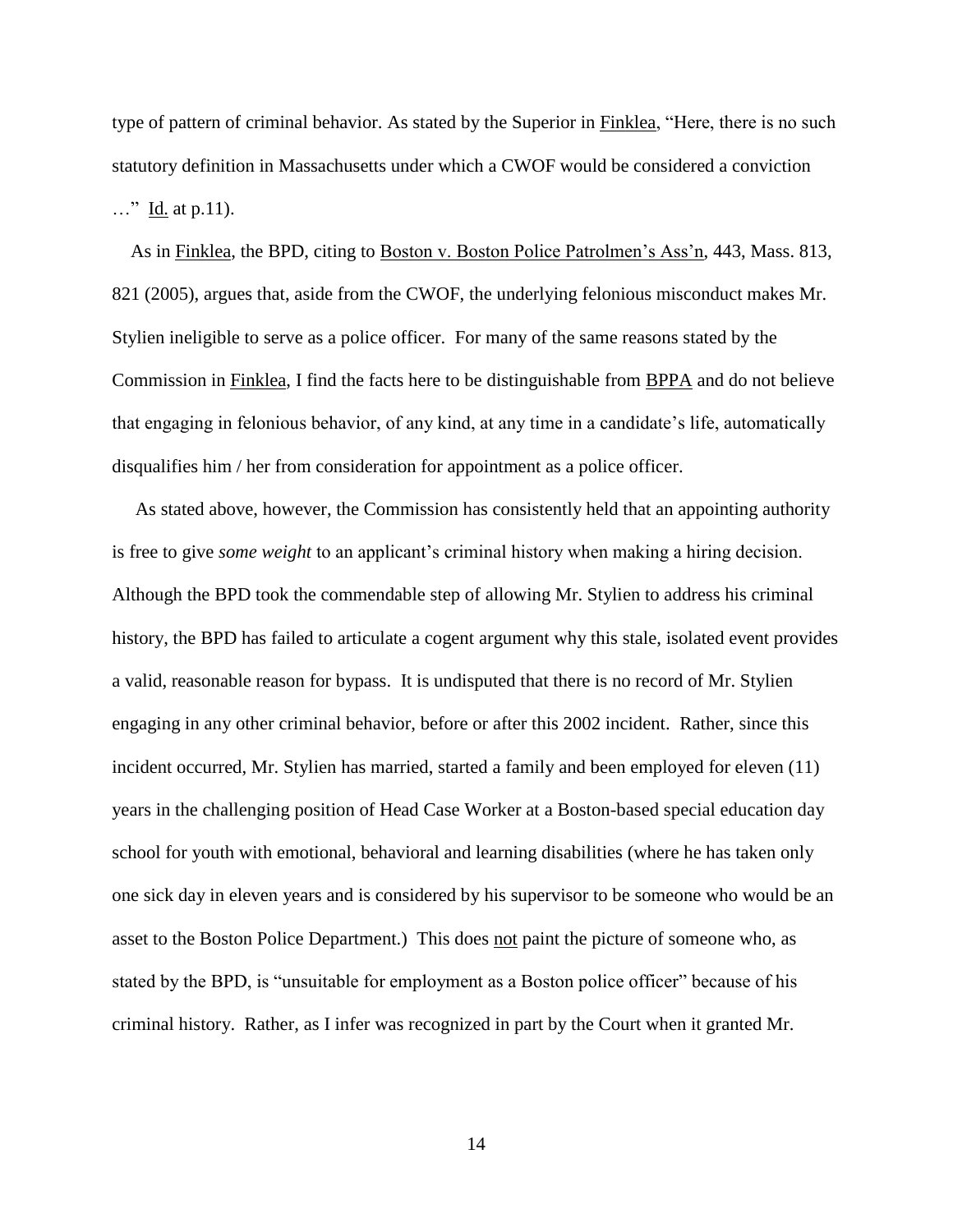type of pattern of criminal behavior. As stated by the Superior in Finklea, "Here, there is no such statutory definition in Massachusetts under which a CWOF would be considered a conviction …" Id. at p.11).

As in Finklea, the BPD, citing to Boston v. Boston Police Patrolmen's Ass'n, 443, Mass. 813, 821 (2005), argues that, aside from the CWOF, the underlying felonious misconduct makes Mr. Stylien ineligible to serve as a police officer. For many of the same reasons stated by the Commission in Finklea, I find the facts here to be distinguishable from BPPA and do not believe that engaging in felonious behavior, of any kind, at any time in a candidate's life, automatically disqualifies him / her from consideration for appointment as a police officer.

As stated above, however, the Commission has consistently held that an appointing authority is free to give *some weight* to an applicant's criminal history when making a hiring decision. Although the BPD took the commendable step of allowing Mr. Stylien to address his criminal history, the BPD has failed to articulate a cogent argument why this stale, isolated event provides a valid, reasonable reason for bypass. It is undisputed that there is no record of Mr. Stylien engaging in any other criminal behavior, before or after this 2002 incident. Rather, since this incident occurred, Mr. Stylien has married, started a family and been employed for eleven (11) years in the challenging position of Head Case Worker at a Boston-based special education day school for youth with emotional, behavioral and learning disabilities (where he has taken only one sick day in eleven years and is considered by his supervisor to be someone who would be an asset to the Boston Police Department.) This does not paint the picture of someone who, as stated by the BPD, is "unsuitable for employment as a Boston police officer" because of his criminal history. Rather, as I infer was recognized in part by the Court when it granted Mr.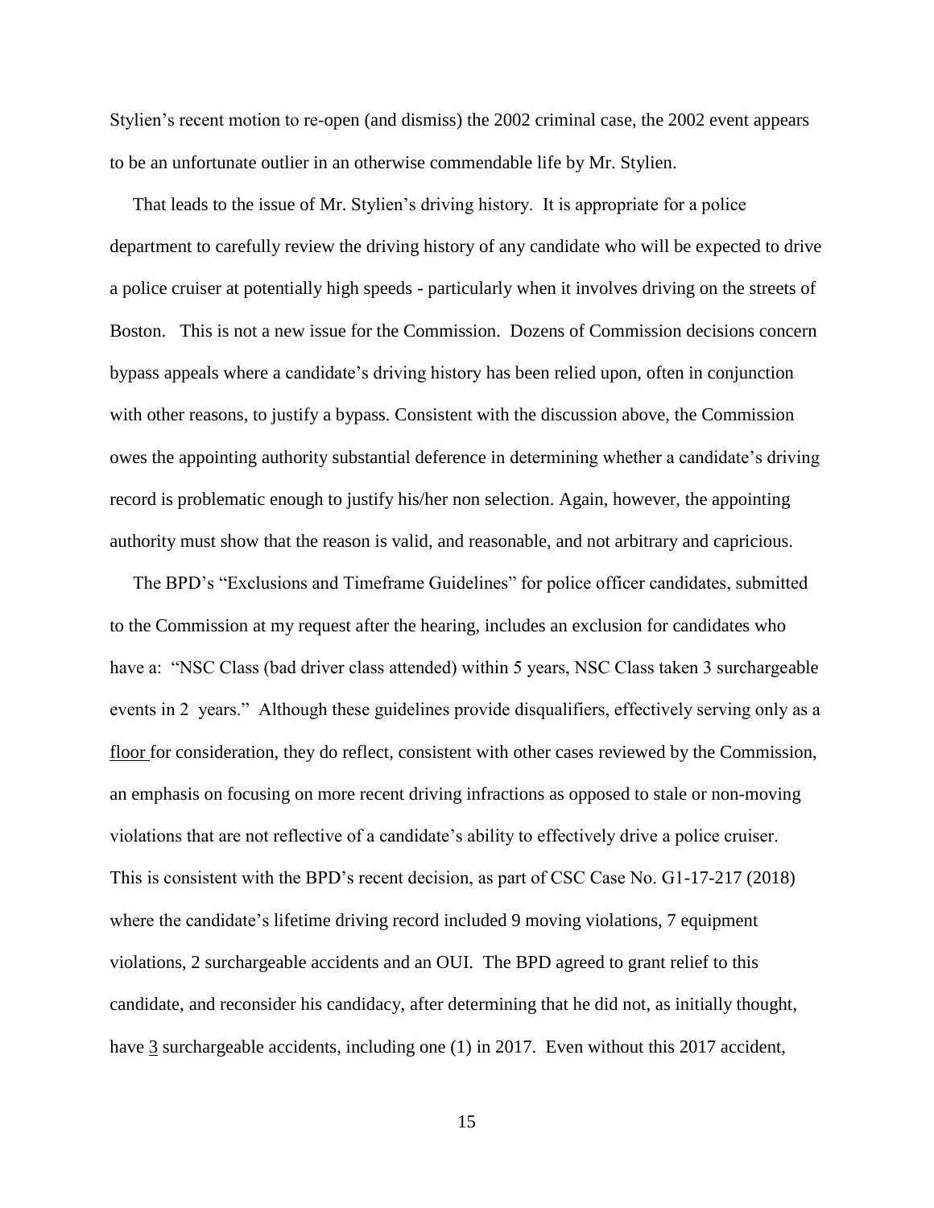Stylien's recent motion to re-open (and dismiss) the 2002 criminal case, the 2002 event appears to be an unfortunate outlier in an otherwise commendable life by Mr. Stylien.

That leads to the issue of Mr. Stylien's driving history. It is appropriate for a police department to carefully review the driving history of any candidate who will be expected to drive a police cruiser at potentially high speeds - particularly when it involves driving on the streets of Boston. This is not a new issue for the Commission. Dozens of Commission decisions concern bypass appeals where a candidate's driving history has been relied upon, often in conjunction with other reasons, to justify a bypass. Consistent with the discussion above, the Commission owes the appointing authority substantial deference in determining whether a candidate's driving record is problematic enough to justify his/her non selection. Again, however, the appointing authority must show that the reason is valid, and reasonable, and not arbitrary and capricious.

The BPD's "Exclusions and Timeframe Guidelines" for police officer candidates, submitted to the Commission at my request after the hearing, includes an exclusion for candidates who have a: "NSC Class (bad driver class attended) within 5 years, NSC Class taken 3 surchargeable events in 2 years." Although these guidelines provide disqualifiers, effectively serving only as a <u>floor</u> for consideration, they do reflect, consistent with other cases reviewed by the Commission, an emphasis on focusing on more recent driving infractions as opposed to stale or non-moving violations that are not reflective of a candidate's ability to effectively drive a police cruiser. This is consistent with the BPD's recent decision, as part of CSC Case No. G1-17-217 (2018) where the candidate's lifetime driving record included 9 moving violations, 7 equipment violations, 2 surchargeable accidents and an OUI. The BPD agreed to grant relief to this candidate, and reconsider his candidacy, after determining that he did not, as initially thought, have <u>3</u> surchargeable accidents, including one (1) in 2017. Even without this 2017 accident,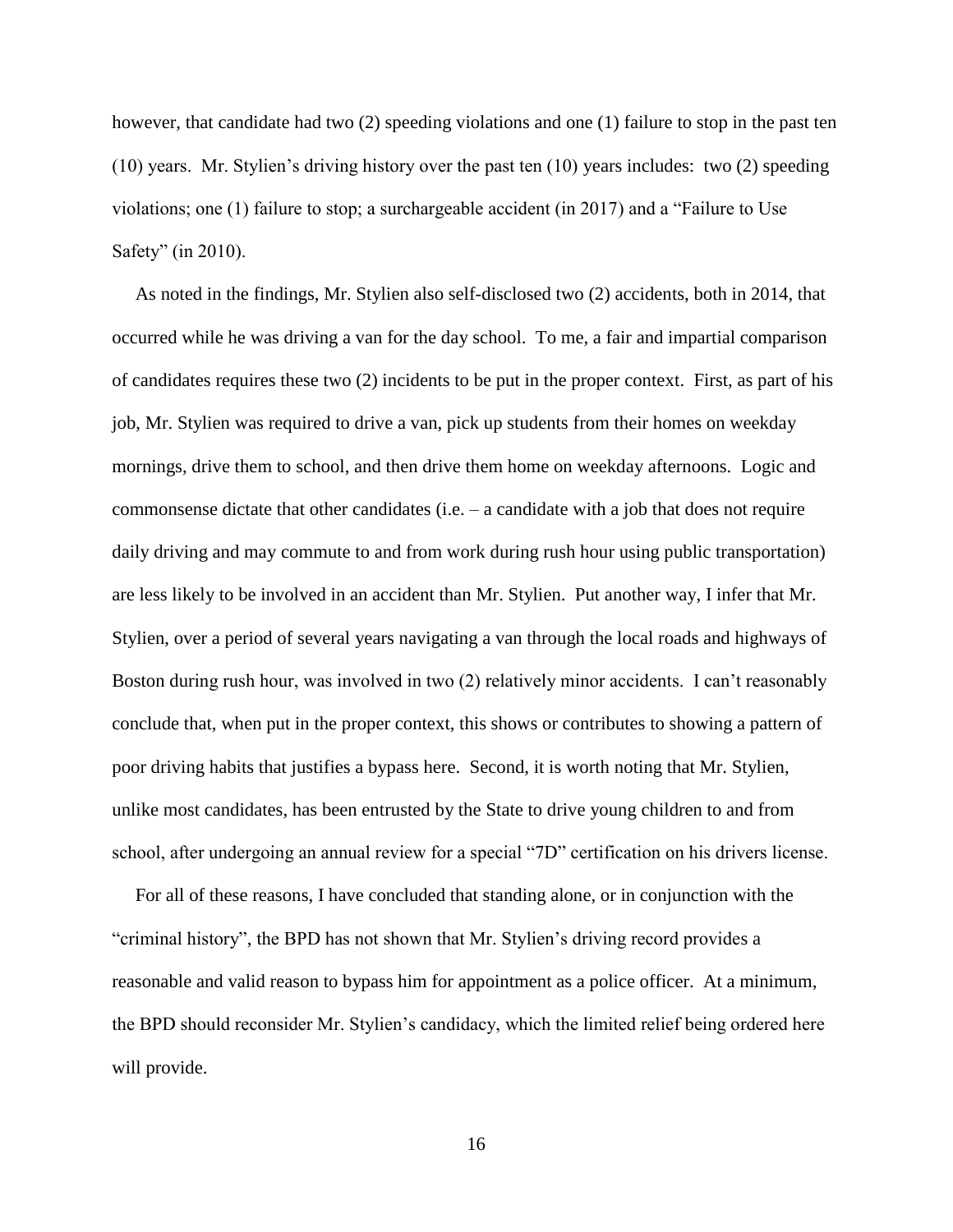however, that candidate had two (2) speeding violations and one (1) failure to stop in the past ten (10) years. Mr. Stylien's driving history over the past ten (10) years includes: two (2) speeding violations; one (1) failure to stop; a surchargeable accident (in 2017) and a "Failure to Use Safety" (in 2010).

As noted in the findings, Mr. Stylien also self-disclosed two (2) accidents, both in 2014, that occurred while he was driving a van for the day school. To me, a fair and impartial comparison of candidates requires these two (2) incidents to be put in the proper context. First, as part of his job, Mr. Stylien was required to drive a van, pick up students from their homes on weekday mornings, drive them to school, and then drive them home on weekday afternoons. Logic and commonsense dictate that other candidates (i.e. – a candidate with a job that does not require daily driving and may commute to and from work during rush hour using public transportation) are less likely to be involved in an accident than Mr. Stylien. Put another way, I infer that Mr. Stylien, over a period of several years navigating a van through the local roads and highways of Boston during rush hour, was involved in two (2) relatively minor accidents. I can't reasonably conclude that, when put in the proper context, this shows or contributes to showing a pattern of poor driving habits that justifies a bypass here. Second, it is worth noting that Mr. Stylien, unlike most candidates, has been entrusted by the State to drive young children to and from school, after undergoing an annual review for a special "7D" certification on his drivers license.

For all of these reasons, I have concluded that standing alone, or in conjunction with the "criminal history", the BPD has not shown that Mr. Stylien's driving record provides a reasonable and valid reason to bypass him for appointment as a police officer. At a minimum, the BPD should reconsider Mr. Stylien's candidacy, which the limited relief being ordered here will provide.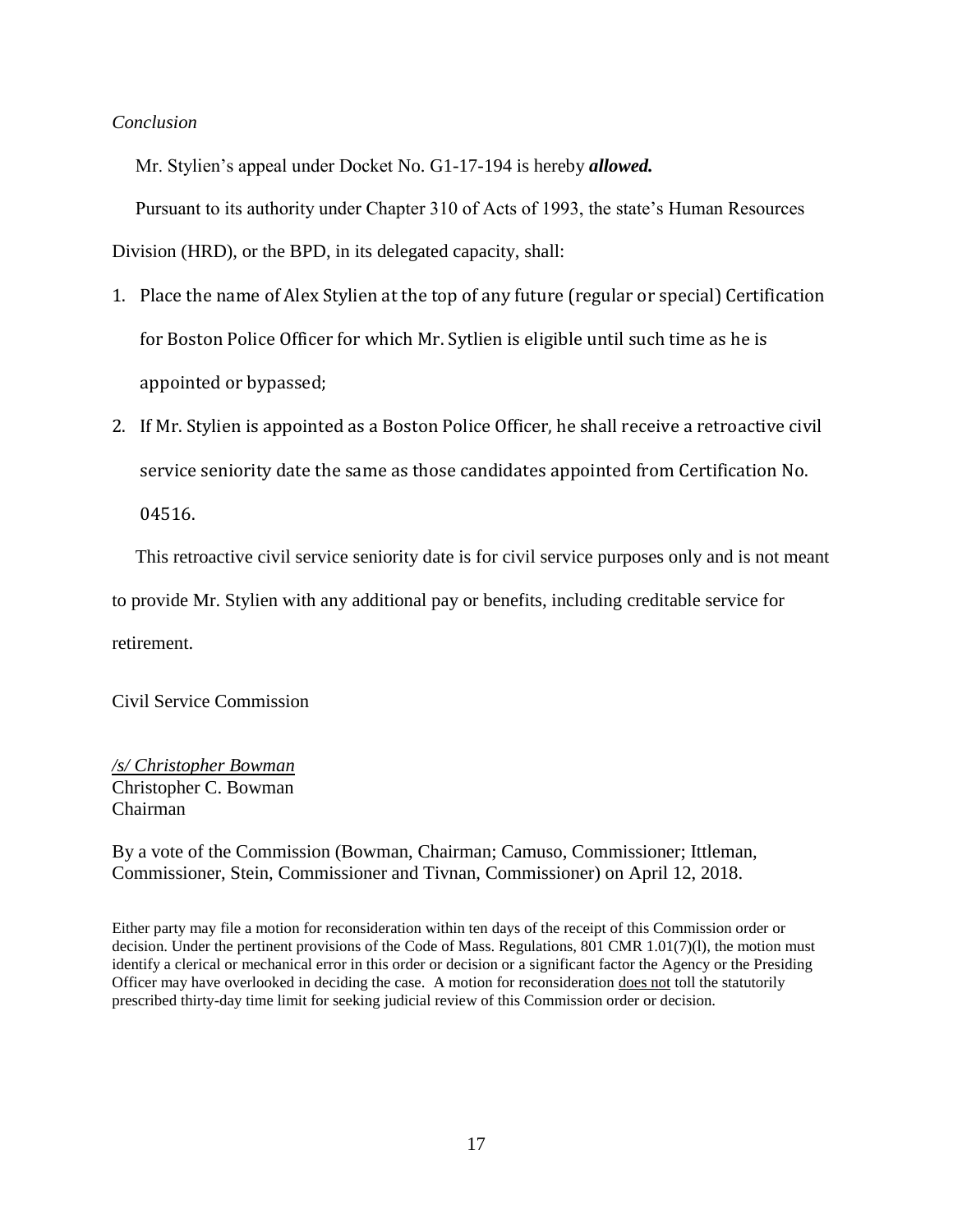*Conclusion*

Mr. Stylien's appeal under Docket No. G1-17-194 is hereby ***allowed.***

Pursuant to its authority under Chapter 310 of Acts of 1993, the state's Human Resources Division (HRD), or the BPD, in its delegated capacity, shall:

1. Place the name of Alex Stylien at the top of any future (regular or special) Certification for Boston Police Officer for which Mr. Sytlien is eligible until such time as he is appointed or bypassed;
2. If Mr. Stylien is appointed as a Boston Police Officer, he shall receive a retroactive civil service seniority date the same as those candidates appointed from Certification No. 04516.

This retroactive civil service seniority date is for civil service purposes only and is not meant to provide Mr. Stylien with any additional pay or benefits, including creditable service for retirement.

Civil Service Commission

*/s/ Christopher Bowman*
Christopher C. Bowman
Chairman

By a vote of the Commission (Bowman, Chairman; Camuso, Commissioner; Ittleman, Commissioner, Stein, Commissioner and Tivnan, Commissioner) on April 12, 2018.

Either party may file a motion for reconsideration within ten days of the receipt of this Commission order or decision. Under the pertinent provisions of the Code of Mass. Regulations, 801 CMR 1.01(7)(l), the motion must identify a clerical or mechanical error in this order or decision or a significant factor the Agency or the Presiding Officer may have overlooked in deciding the case. A motion for reconsideration does not toll the statutorily prescribed thirty-day time limit for seeking judicial review of this Commission order or decision.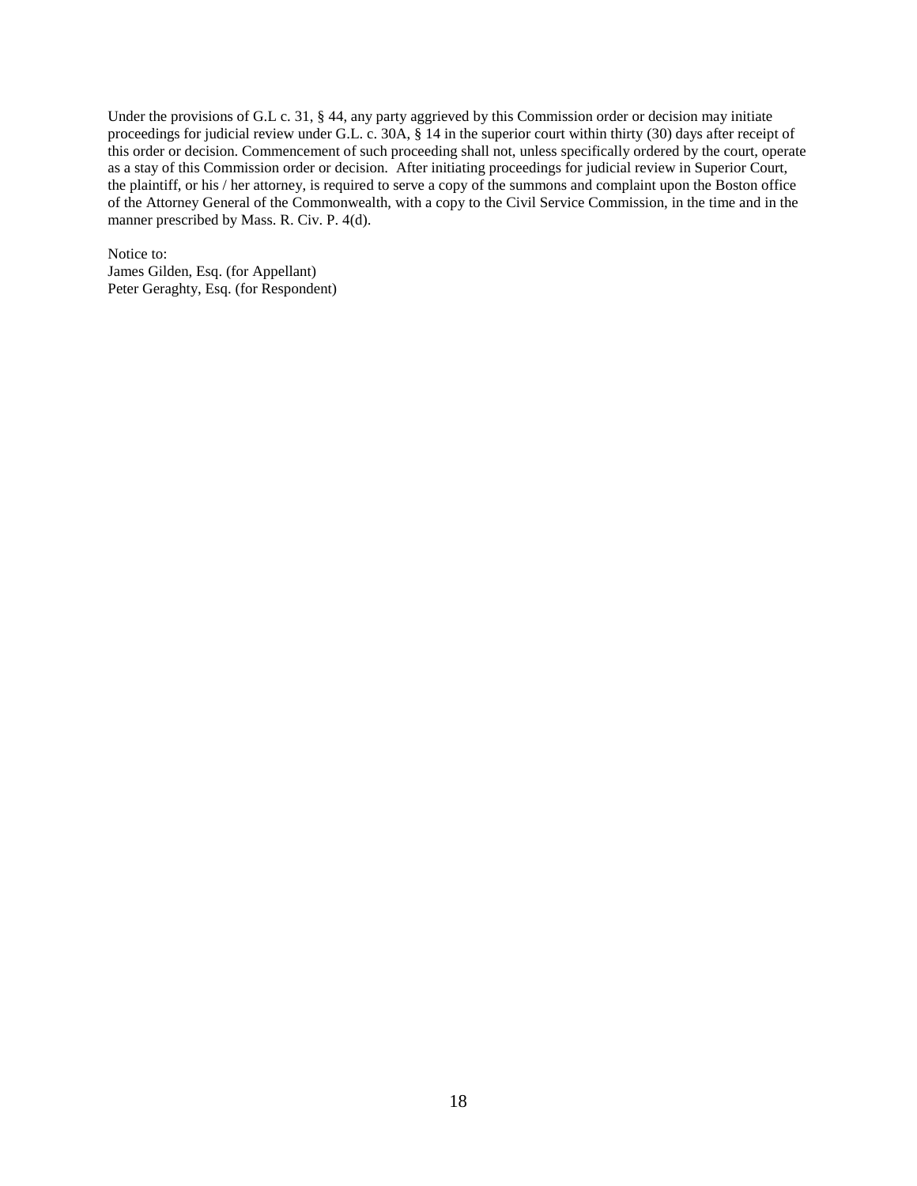Under the provisions of G.L c. 31, § 44, any party aggrieved by this Commission order or decision may initiate proceedings for judicial review under G.L. c. 30A, § 14 in the superior court within thirty (30) days after receipt of this order or decision. Commencement of such proceeding shall not, unless specifically ordered by the court, operate as a stay of this Commission order or decision. After initiating proceedings for judicial review in Superior Court, the plaintiff, or his / her attorney, is required to serve a copy of the summons and complaint upon the Boston office of the Attorney General of the Commonwealth, with a copy to the Civil Service Commission, in the time and in the manner prescribed by Mass. R. Civ. P. 4(d).

Notice to:
James Gilden, Esq. (for Appellant)
Peter Geraghty, Esq. (for Respondent)